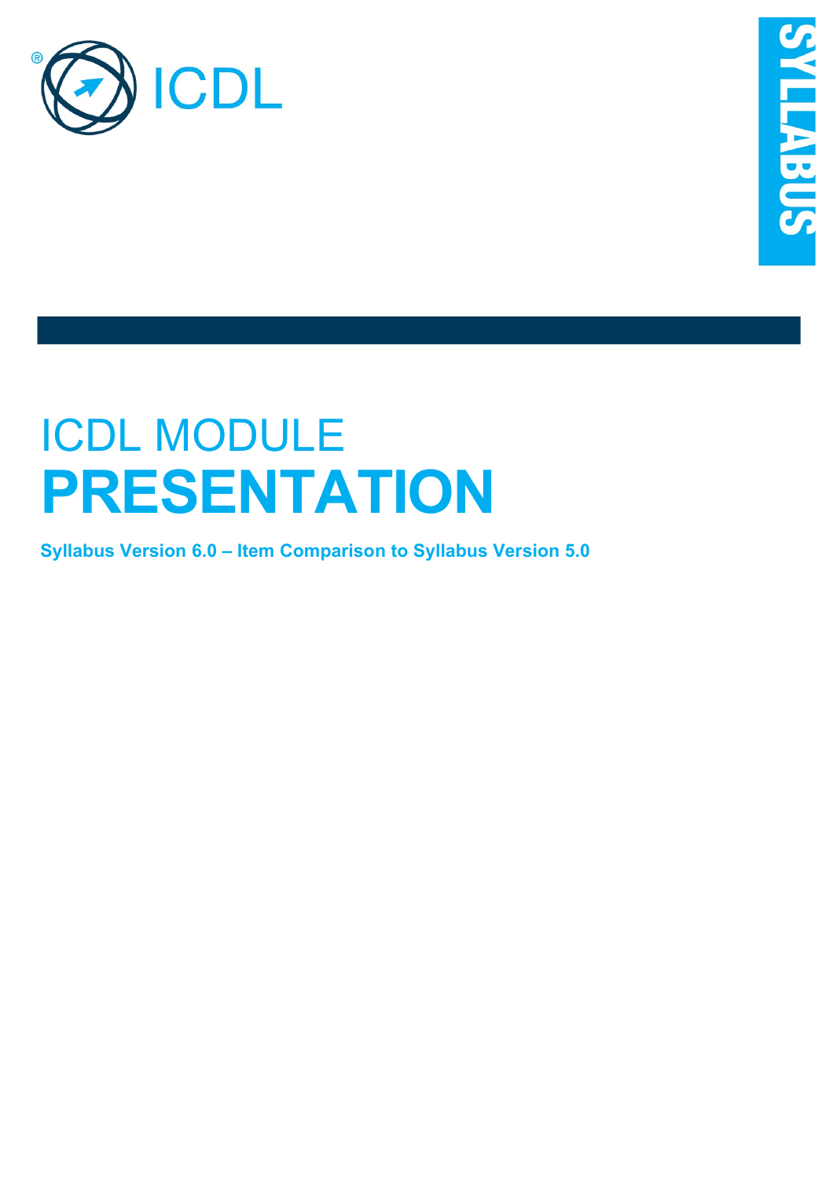ICDL

SYLLABUS

# ICDL MODULE
# PRESENTATION

**Syllabus Version 6.0 – Item Comparison to Syllabus Version 5.0**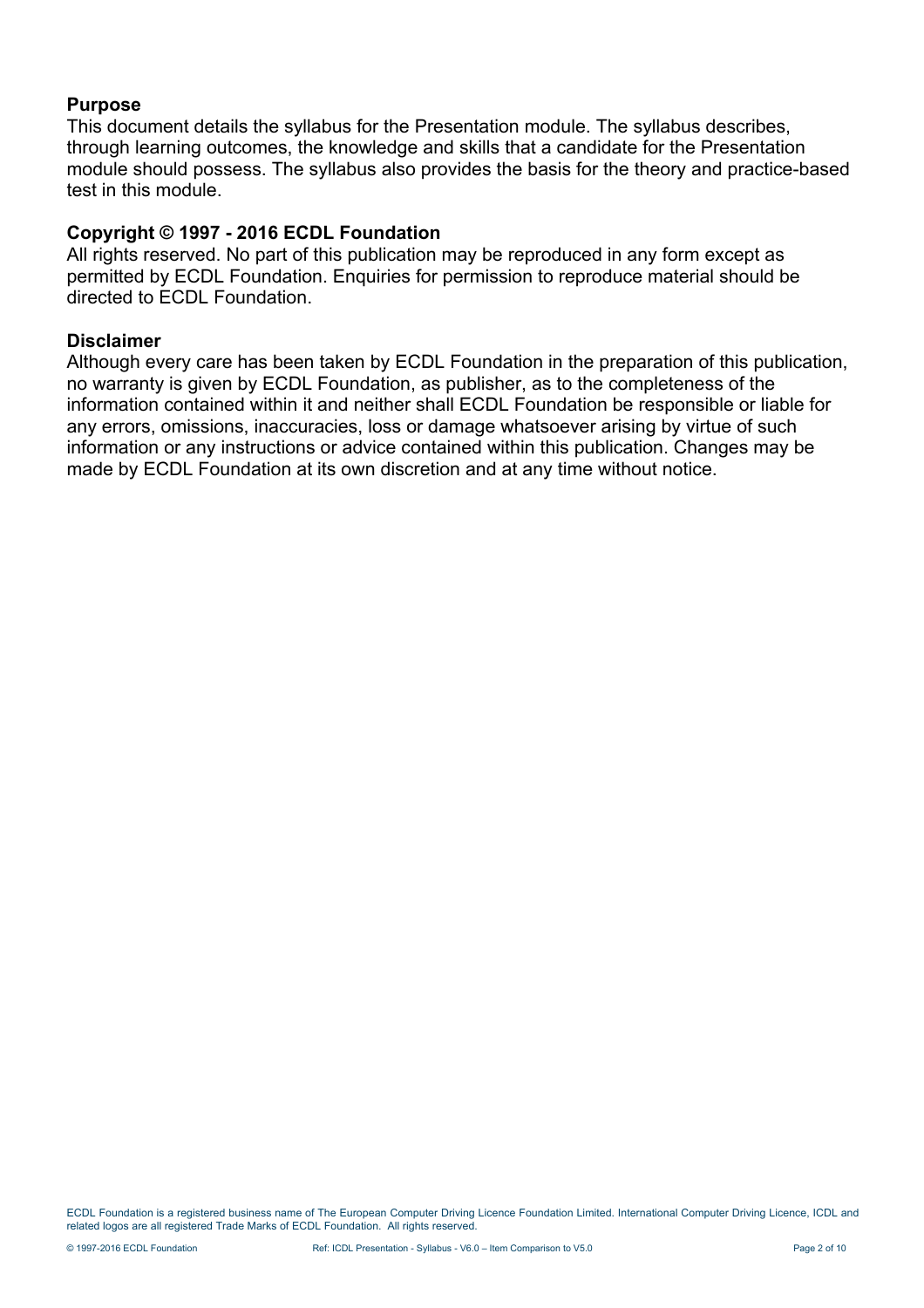## Purpose

This document details the syllabus for the Presentation module. The syllabus describes, through learning outcomes, the knowledge and skills that a candidate for the Presentation module should possess. The syllabus also provides the basis for the theory and practice-based test in this module.

## Copyright © 1997 - 2016 ECDL Foundation

All rights reserved. No part of this publication may be reproduced in any form except as permitted by ECDL Foundation. Enquiries for permission to reproduce material should be directed to ECDL Foundation.

## Disclaimer

Although every care has been taken by ECDL Foundation in the preparation of this publication, no warranty is given by ECDL Foundation, as publisher, as to the completeness of the information contained within it and neither shall ECDL Foundation be responsible or liable for any errors, omissions, inaccuracies, loss or damage whatsoever arising by virtue of such information or any instructions or advice contained within this publication. Changes may be made by ECDL Foundation at its own discretion and at any time without notice.

ECDL Foundation is a registered business name of The European Computer Driving Licence Foundation Limited. International Computer Driving Licence, ICDL and related logos are all registered Trade Marks of ECDL Foundation. All rights reserved.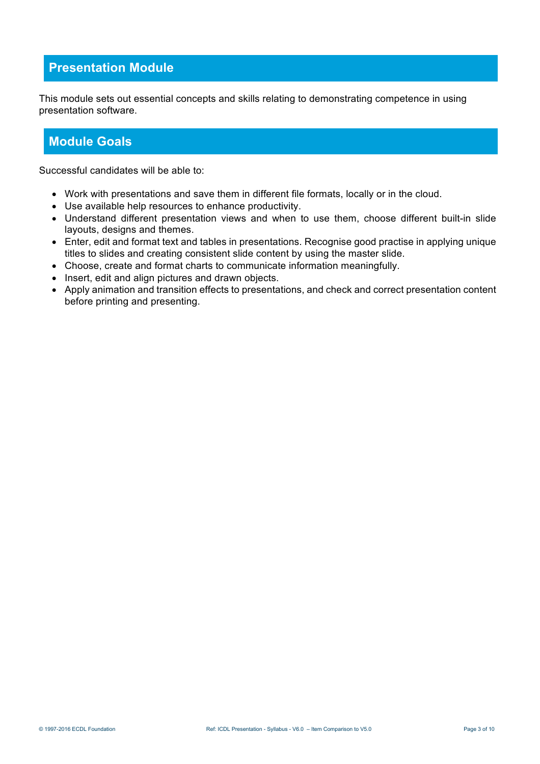## Presentation Module

This module sets out essential concepts and skills relating to demonstrating competence in using presentation software.

## Module Goals

Successful candidates will be able to:

- Work with presentations and save them in different file formats, locally or in the cloud.
- Use available help resources to enhance productivity.
- Understand different presentation views and when to use them, choose different built-in slide layouts, designs and themes.
- Enter, edit and format text and tables in presentations. Recognise good practise in applying unique titles to slides and creating consistent slide content by using the master slide.
- Choose, create and format charts to communicate information meaningfully.
- Insert, edit and align pictures and drawn objects.
- Apply animation and transition effects to presentations, and check and correct presentation content before printing and presenting.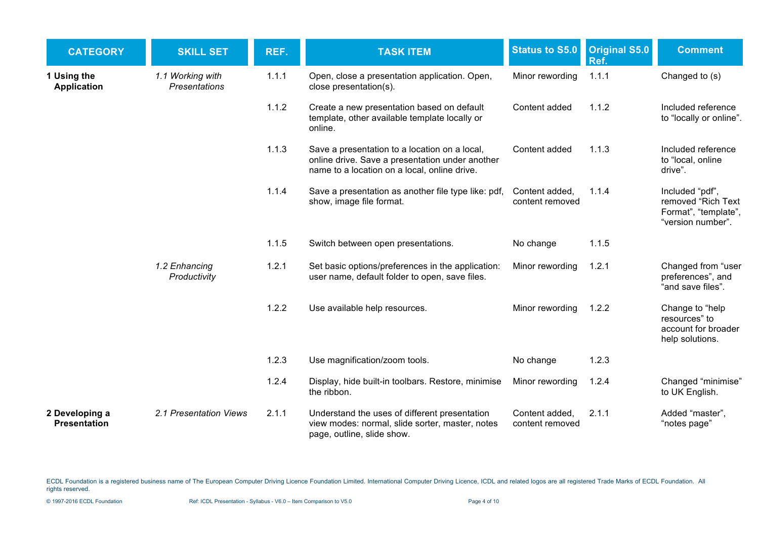| CATEGORY | SKILL SET | REF. | TASK ITEM | Status to S5.0 | Original S5.0 Ref. | Comment |
|---|---|---|---|---|---|---|
| **1 Using the Application** | *1.1 Working with Presentations* | 1.1.1 | Open, close a presentation application. Open, close presentation(s). | Minor rewording | 1.1.1 | Changed to (s) |
| | | 1.1.2 | Create a new presentation based on default template, other available template locally or online. | Content added | 1.1.2 | Included reference to “locally or online”. |
| | | 1.1.3 | Save a presentation to a location on a local, online drive. Save a presentation under another name to a location on a local, online drive. | Content added | 1.1.3 | Included reference to “local, online drive”. |
| | | 1.1.4 | Save a presentation as another file type like: pdf, show, image file format. | Content added, content removed | 1.1.4 | Included “pdf”, removed “Rich Text Format”, “template”, “version number”. |
| | | 1.1.5 | Switch between open presentations. | No change | 1.1.5 | |
| | *1.2 Enhancing Productivity* | 1.2.1 | Set basic options/preferences in the application: user name, default folder to open, save files. | Minor rewording | 1.2.1 | Changed from “user preferences”, and “and save files”. |
| | | 1.2.2 | Use available help resources. | Minor rewording | 1.2.2 | Change to “help resources” to account for broader help solutions. |
| | | 1.2.3 | Use magnification/zoom tools. | No change | 1.2.3 | |
| | | 1.2.4 | Display, hide built-in toolbars. Restore, minimise the ribbon. | Minor rewording | 1.2.4 | Changed “minimise” to UK English. |
| **2 Developing a Presentation** | *2.1 Presentation Views* | 2.1.1 | Understand the uses of different presentation view modes: normal, slide sorter, master, notes page, outline, slide show. | Content added, content removed | 2.1.1 | Added “master”, “notes page” |

ECDL Foundation is a registered business name of The European Computer Driving Licence Foundation Limited. International Computer Driving Licence, ICDL and related logos are all registered Trade Marks of ECDL Foundation. All rights reserved.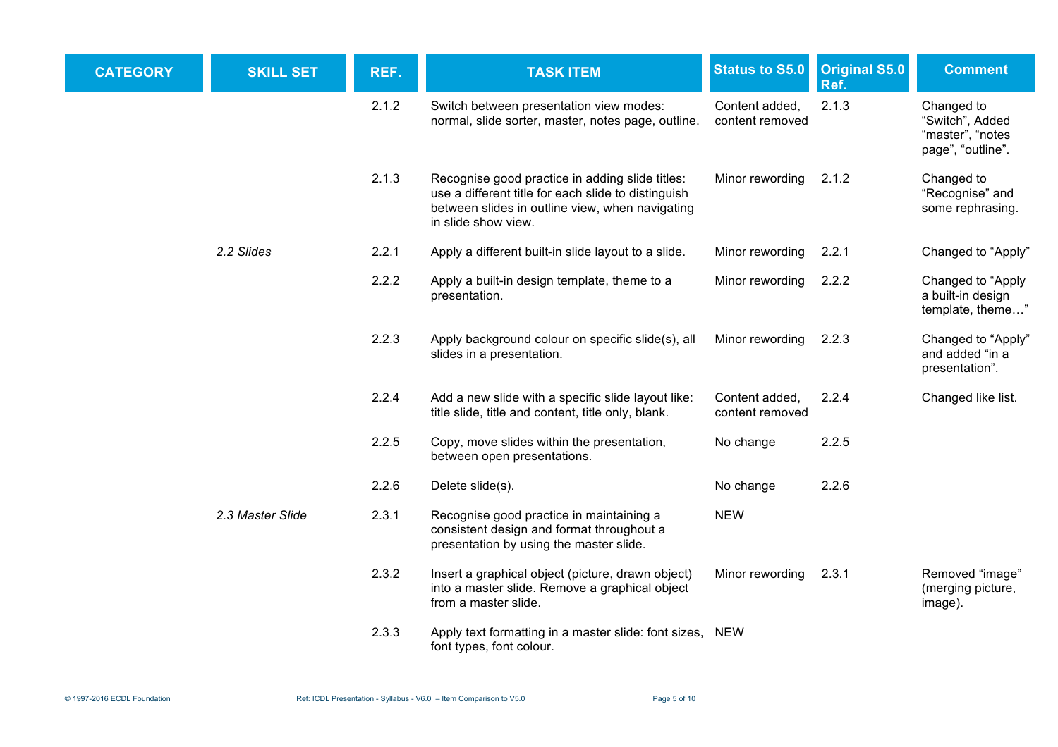| CATEGORY | SKILL SET | REF. | TASK ITEM | Status to S5.0 | Original S5.0 Ref. | Comment |
| --- | --- | --- | --- | --- | --- | --- |
| | | 2.1.2 | Switch between presentation view modes: normal, slide sorter, master, notes page, outline. | Content added, content removed | 2.1.3 | Changed to "Switch", Added "master", "notes page", "outline". |
| | | 2.1.3 | Recognise good practice in adding slide titles: use a different title for each slide to distinguish between slides in outline view, when navigating in slide show view. | Minor rewording | 2.1.2 | Changed to "Recognise" and some rephrasing. |
| | *2.2 Slides* | 2.2.1 | Apply a different built-in slide layout to a slide. | Minor rewording | 2.2.1 | Changed to "Apply" |
| | | 2.2.2 | Apply a built-in design template, theme to a presentation. | Minor rewording | 2.2.2 | Changed to "Apply a built-in design template, theme…" |
| | | 2.2.3 | Apply background colour on specific slide(s), all slides in a presentation. | Minor rewording | 2.2.3 | Changed to "Apply" and added "in a presentation". |
| | | 2.2.4 | Add a new slide with a specific slide layout like: title slide, title and content, title only, blank. | Content added, content removed | 2.2.4 | Changed like list. |
| | | 2.2.5 | Copy, move slides within the presentation, between open presentations. | No change | 2.2.5 | |
| | | 2.2.6 | Delete slide(s). | No change | 2.2.6 | |
| | *2.3 Master Slide* | 2.3.1 | Recognise good practice in maintaining a consistent design and format throughout a presentation by using the master slide. | NEW | | |
| | | 2.3.2 | Insert a graphical object (picture, drawn object) into a master slide. Remove a graphical object from a master slide. | Minor rewording | 2.3.1 | Removed "image" (merging picture, image). |
| | | 2.3.3 | Apply text formatting in a master slide: font sizes, font types, font colour. | NEW | | |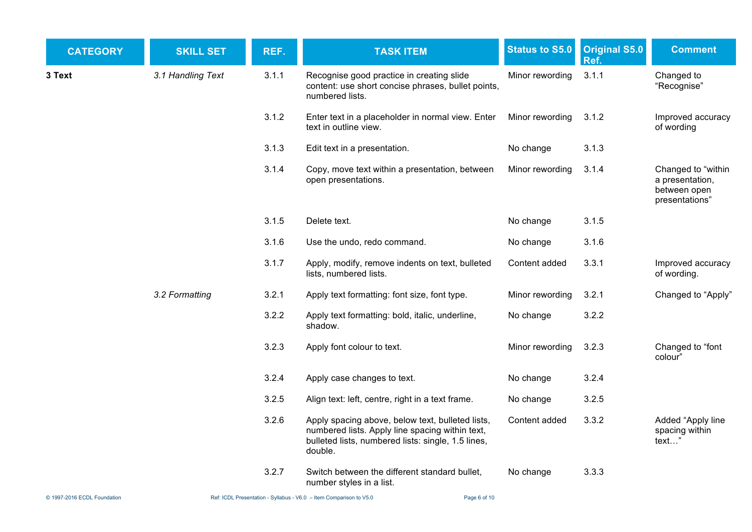| CATEGORY | SKILL SET | REF. | TASK ITEM | Status to S5.0 | Original S5.0 Ref. | Comment |
|---|---|---|---|---|---|---|
| **3 Text** | *3.1 Handling Text* | 3.1.1 | Recognise good practice in creating slide content: use short concise phrases, bullet points, numbered lists. | Minor rewording | 3.1.1 | Changed to "Recognise" |
| | | 3.1.2 | Enter text in a placeholder in normal view. Enter text in outline view. | Minor rewording | 3.1.2 | Improved accuracy of wording |
| | | 3.1.3 | Edit text in a presentation. | No change | 3.1.3 | |
| | | 3.1.4 | Copy, move text within a presentation, between open presentations. | Minor rewording | 3.1.4 | Changed to "within a presentation, between open presentations" |
| | | 3.1.5 | Delete text. | No change | 3.1.5 | |
| | | 3.1.6 | Use the undo, redo command. | No change | 3.1.6 | |
| | | 3.1.7 | Apply, modify, remove indents on text, bulleted lists, numbered lists. | Content added | 3.3.1 | Improved accuracy of wording. |
| | *3.2 Formatting* | 3.2.1 | Apply text formatting: font size, font type. | Minor rewording | 3.2.1 | Changed to "Apply" |
| | | 3.2.2 | Apply text formatting: bold, italic, underline, shadow. | No change | 3.2.2 | |
| | | 3.2.3 | Apply font colour to text. | Minor rewording | 3.2.3 | Changed to "font colour" |
| | | 3.2.4 | Apply case changes to text. | No change | 3.2.4 | |
| | | 3.2.5 | Align text: left, centre, right in a text frame. | No change | 3.2.5 | |
| | | 3.2.6 | Apply spacing above, below text, bulleted lists, numbered lists. Apply line spacing within text, bulleted lists, numbered lists: single, 1.5 lines, double. | Content added | 3.3.2 | Added "Apply line spacing within text…" |
| | | 3.2.7 | Switch between the different standard bullet, number styles in a list. | No change | 3.3.3 | |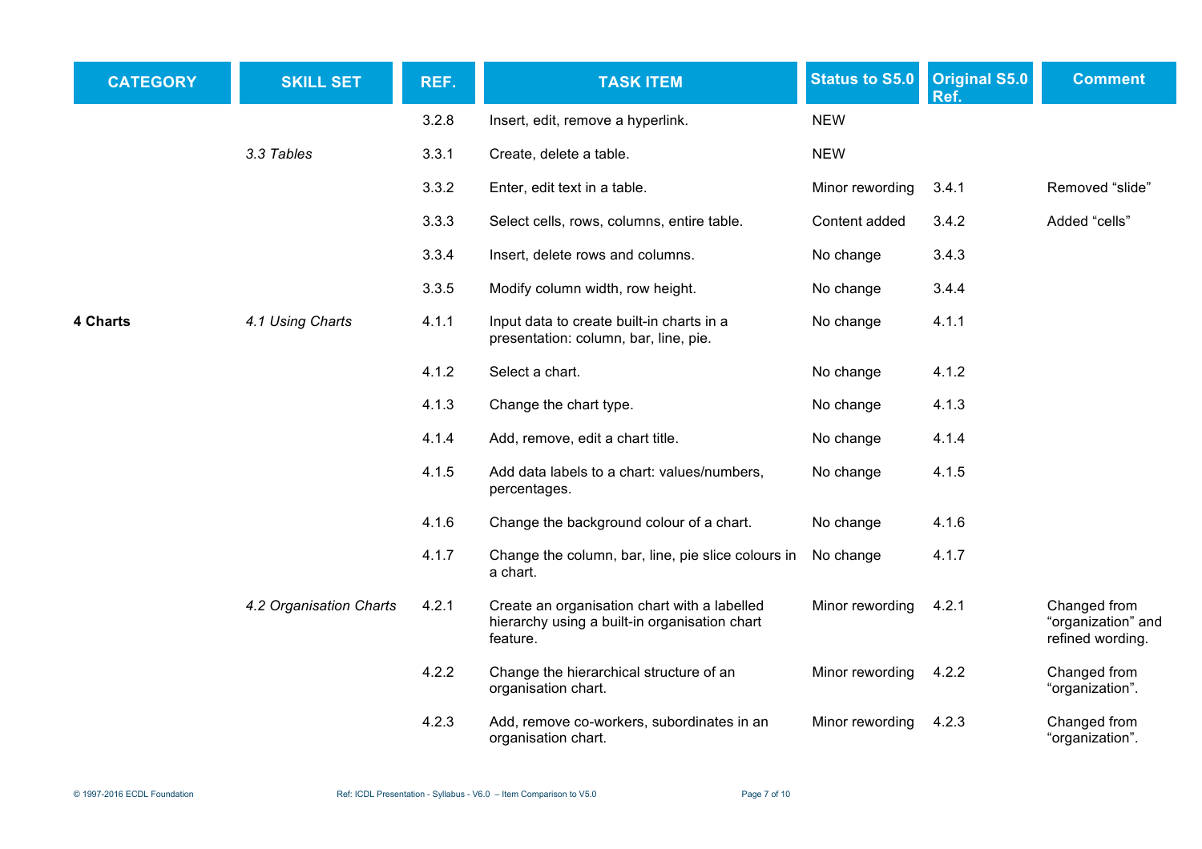| CATEGORY | SKILL SET | REF. | TASK ITEM | Status to S5.0 | Original S5.0 Ref. | Comment |
|---|---|---|---|---|---|---|
| | | 3.2.8 | Insert, edit, remove a hyperlink. | NEW | | |
| | *3.3 Tables* | 3.3.1 | Create, delete a table. | NEW | | |
| | | 3.3.2 | Enter, edit text in a table. | Minor rewording | 3.4.1 | Removed “slide” |
| | | 3.3.3 | Select cells, rows, columns, entire table. | Content added | 3.4.2 | Added “cells” |
| | | 3.3.4 | Insert, delete rows and columns. | No change | 3.4.3 | |
| | | 3.3.5 | Modify column width, row height. | No change | 3.4.4 | |
| **4 Charts** | *4.1 Using Charts* | 4.1.1 | Input data to create built-in charts in a presentation: column, bar, line, pie. | No change | 4.1.1 | |
| | | 4.1.2 | Select a chart. | No change | 4.1.2 | |
| | | 4.1.3 | Change the chart type. | No change | 4.1.3 | |
| | | 4.1.4 | Add, remove, edit a chart title. | No change | 4.1.4 | |
| | | 4.1.5 | Add data labels to a chart: values/numbers, percentages. | No change | 4.1.5 | |
| | | 4.1.6 | Change the background colour of a chart. | No change | 4.1.6 | |
| | | 4.1.7 | Change the column, bar, line, pie slice colours in a chart. | No change | 4.1.7 | |
| | *4.2 Organisation Charts* | 4.2.1 | Create an organisation chart with a labelled hierarchy using a built-in organisation chart feature. | Minor rewording | 4.2.1 | Changed from “organization” and refined wording. |
| | | 4.2.2 | Change the hierarchical structure of an organisation chart. | Minor rewording | 4.2.2 | Changed from “organization”. |
| | | 4.2.3 | Add, remove co-workers, subordinates in an organisation chart. | Minor rewording | 4.2.3 | Changed from “organization”. |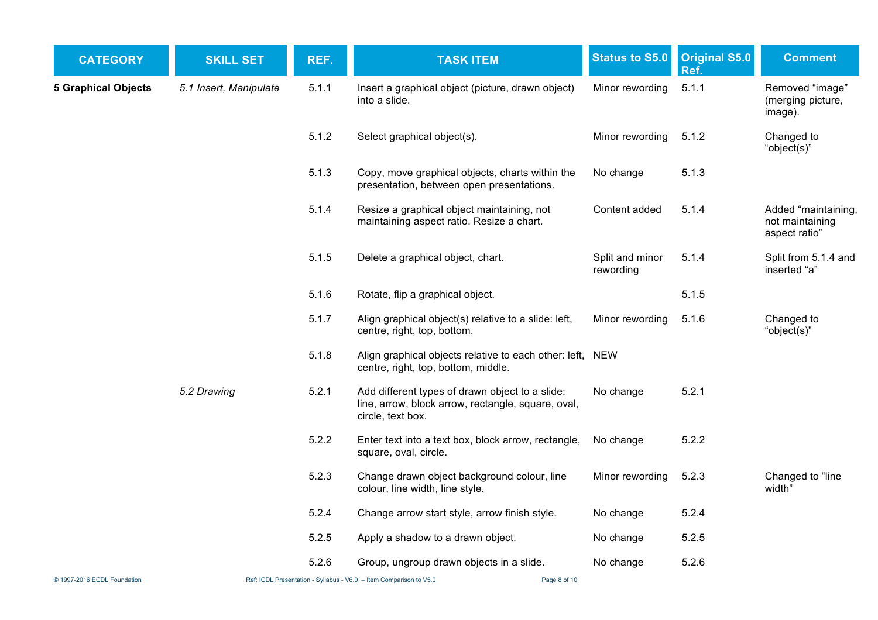| CATEGORY | SKILL SET | REF. | TASK ITEM | Status to S5.0 | Original S5.0 Ref. | Comment |
|---|---|---|---|---|---|---|
| **5 Graphical Objects** | *5.1 Insert, Manipulate* | 5.1.1 | Insert a graphical object (picture, drawn object) into a slide. | Minor rewording | 5.1.1 | Removed "image" (merging picture, image). |
| | | 5.1.2 | Select graphical object(s). | Minor rewording | 5.1.2 | Changed to "object(s)" |
| | | 5.1.3 | Copy, move graphical objects, charts within the presentation, between open presentations. | No change | 5.1.3 | |
| | | 5.1.4 | Resize a graphical object maintaining, not maintaining aspect ratio. Resize a chart. | Content added | 5.1.4 | Added "maintaining, not maintaining aspect ratio" |
| | | 5.1.5 | Delete a graphical object, chart. | Split and minor rewording | 5.1.4 | Split from 5.1.4 and inserted "a" |
| | | 5.1.6 | Rotate, flip a graphical object. | | 5.1.5 | |
| | | 5.1.7 | Align graphical object(s) relative to a slide: left, centre, right, top, bottom. | Minor rewording | 5.1.6 | Changed to "object(s)" |
| | | 5.1.8 | Align graphical objects relative to each other: left, centre, right, top, bottom, middle. | NEW | | |
| | *5.2 Drawing* | 5.2.1 | Add different types of drawn object to a slide: line, arrow, block arrow, rectangle, square, oval, circle, text box. | No change | 5.2.1 | |
| | | 5.2.2 | Enter text into a text box, block arrow, rectangle, square, oval, circle. | No change | 5.2.2 | |
| | | 5.2.3 | Change drawn object background colour, line colour, line width, line style. | Minor rewording | 5.2.3 | Changed to "line width" |
| | | 5.2.4 | Change arrow start style, arrow finish style. | No change | 5.2.4 | |
| | | 5.2.5 | Apply a shadow to a drawn object. | No change | 5.2.5 | |
| | | 5.2.6 | Group, ungroup drawn objects in a slide. | No change | 5.2.6 | |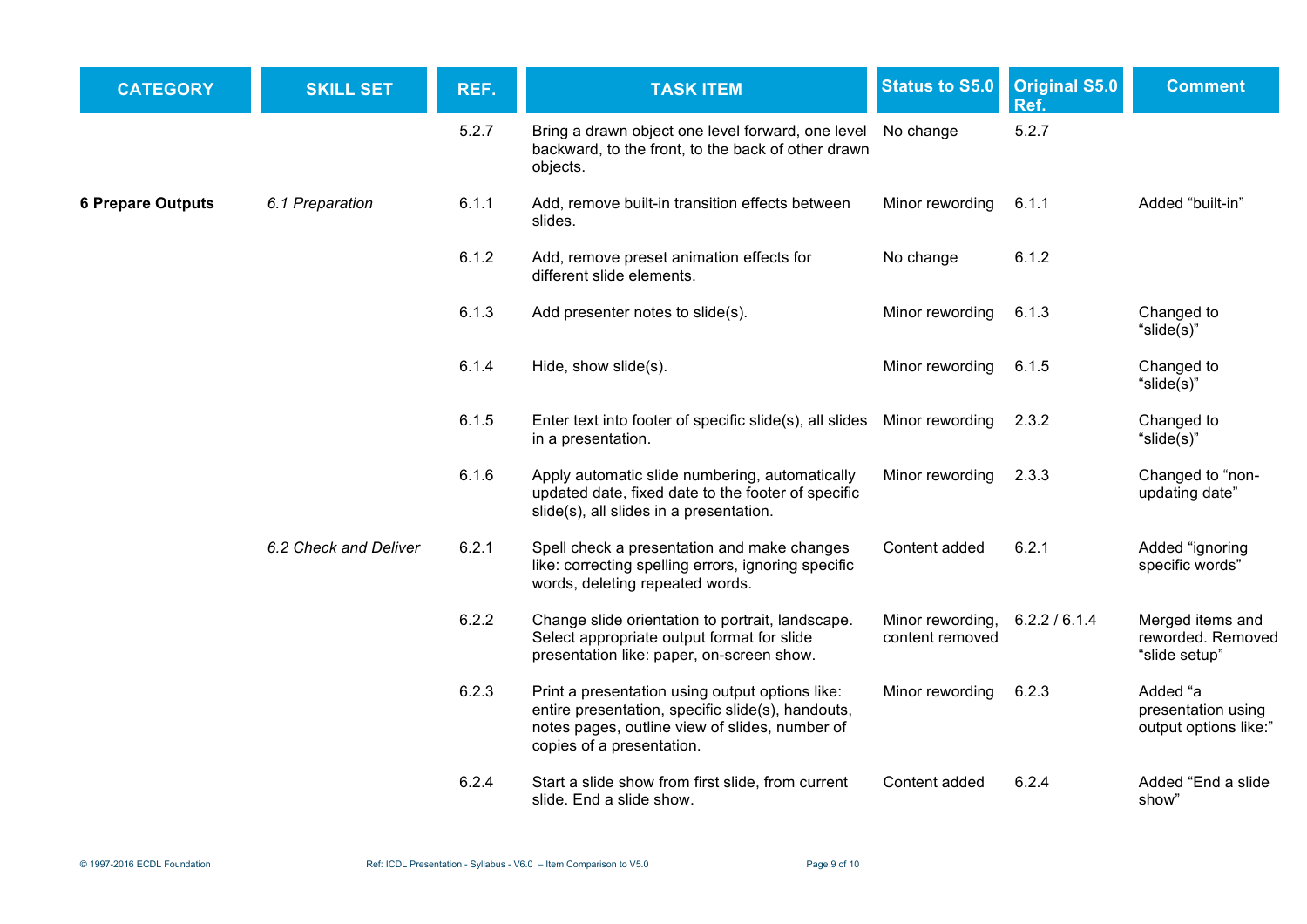| CATEGORY | SKILL SET | REF. | TASK ITEM | Status to S5.0 | Original S5.0 Ref. | Comment |
|---|---|---|---|---|---|---|
| | | 5.2.7 | Bring a drawn object one level forward, one level backward, to the front, to the back of other drawn objects. | No change | 5.2.7 | |
| **6 Prepare Outputs** | *6.1 Preparation* | 6.1.1 | Add, remove built-in transition effects between slides. | Minor rewording | 6.1.1 | Added “built-in” |
| | | 6.1.2 | Add, remove preset animation effects for different slide elements. | No change | 6.1.2 | |
| | | 6.1.3 | Add presenter notes to slide(s). | Minor rewording | 6.1.3 | Changed to “slide(s)” |
| | | 6.1.4 | Hide, show slide(s). | Minor rewording | 6.1.5 | Changed to “slide(s)” |
| | | 6.1.5 | Enter text into footer of specific slide(s), all slides in a presentation. | Minor rewording | 2.3.2 | Changed to “slide(s)” |
| | | 6.1.6 | Apply automatic slide numbering, automatically updated date, fixed date to the footer of specific slide(s), all slides in a presentation. | Minor rewording | 2.3.3 | Changed to “non-updating date” |
| | *6.2 Check and Deliver* | 6.2.1 | Spell check a presentation and make changes like: correcting spelling errors, ignoring specific words, deleting repeated words. | Content added | 6.2.1 | Added “ignoring specific words” |
| | | 6.2.2 | Change slide orientation to portrait, landscape. Select appropriate output format for slide presentation like: paper, on-screen show. | Minor rewording, content removed | 6.2.2 / 6.1.4 | Merged items and reworded. Removed “slide setup” |
| | | 6.2.3 | Print a presentation using output options like: entire presentation, specific slide(s), handouts, notes pages, outline view of slides, number of copies of a presentation. | Minor rewording | 6.2.3 | Added “a presentation using output options like:” |
| | | 6.2.4 | Start a slide show from first slide, from current slide. End a slide show. | Content added | 6.2.4 | Added “End a slide show” |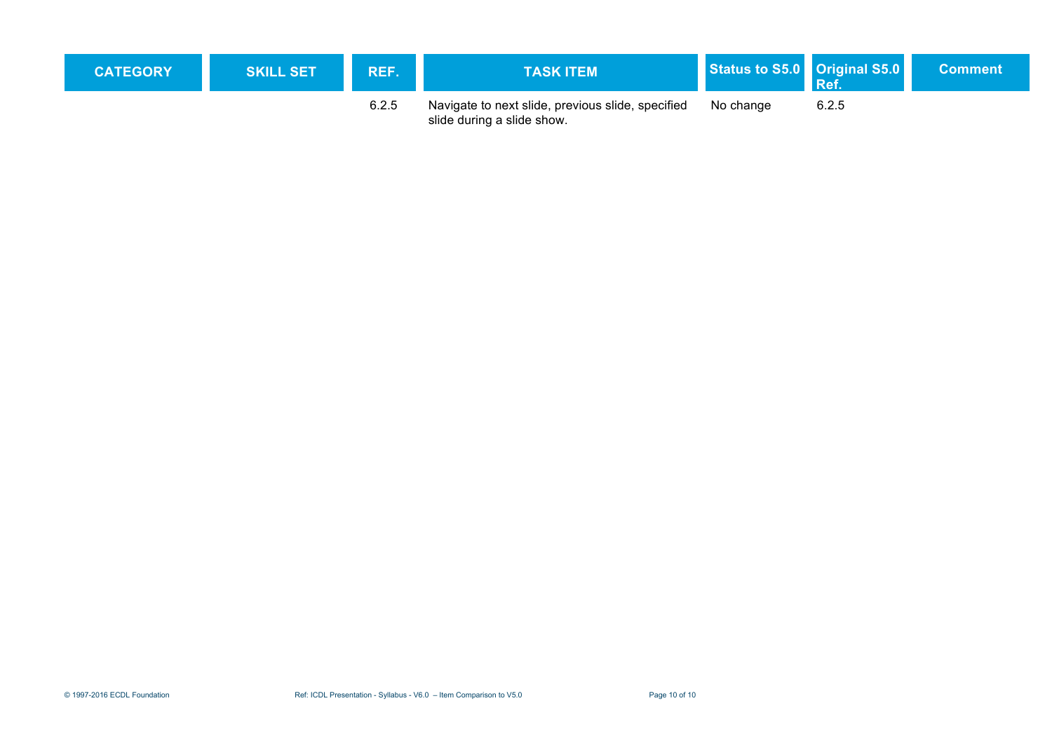| CATEGORY | SKILL SET | REF. | TASK ITEM | Status to S5.0 | Original S5.0 Ref. | Comment |
| --- | --- | --- | --- | --- | --- | --- |
| | | 6.2.5 | Navigate to next slide, previous slide, specified slide during a slide show. | No change | 6.2.5 | |